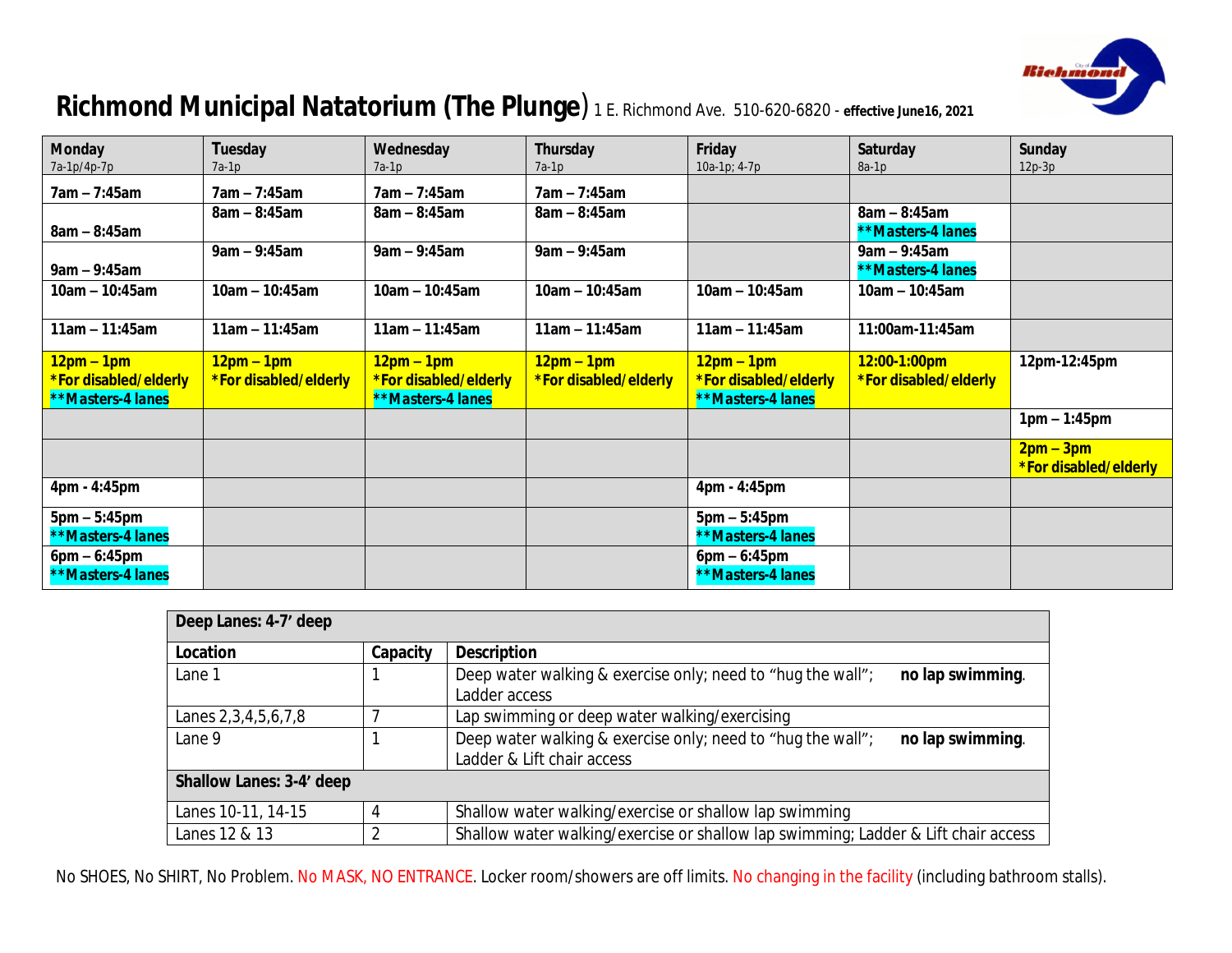# Richmond Municipal Natatorium (The Plunge) 1 E. Richmond Ave. 510-620-6820 - effective June16, 2021

| Monday<br>7a-1p/4p-7p | Tuesday<br>7a-1p | Wednesday<br>7a-1p | Thursday<br>7a-1p | Friday<br>10a-1p; 4-7p | Saturday<br>8a-1p | Sunday<br>12p-3p |
|---|---|---|---|---|---|---|
| **7am – 7:45am** | **7am – 7:45am** | **7am – 7:45am** | **7am – 7:45am** | | | |
| **8am – 8:45am** | **8am – 8:45am** | **8am – 8:45am** | **8am – 8:45am** | | **8am – 8:45am**<br>**\*\*Masters-4 lanes** | |
| **9am – 9:45am** | **9am – 9:45am** | **9am – 9:45am** | **9am – 9:45am** | | **9am – 9:45am**<br>**\*\*Masters-4 lanes** | |
| **10am – 10:45am** | **10am – 10:45am** | **10am – 10:45am** | **10am – 10:45am** | **10am – 10:45am** | **10am – 10:45am** | |
| **11am – 11:45am** | **11am – 11:45am** | **11am – 11:45am** | **11am – 11:45am** | **11am – 11:45am** | **11:00am-11:45am** | |
| **12pm – 1pm**<br>**\*For disabled/elderly**<br>**\*\*Masters-4 lanes** | **12pm – 1pm**<br>**\*For disabled/elderly** | **12pm – 1pm**<br>**\*For disabled/elderly**<br>**\*\*Masters-4 lanes** | **12pm – 1pm**<br>**\*For disabled/elderly** | **12pm – 1pm**<br>**\*For disabled/elderly**<br>**\*\*Masters-4 lanes** | **12:00-1:00pm**<br>**\*For disabled/elderly** | **12pm-12:45pm** |
| | | | | | | **1pm – 1:45pm** |
| | | | | | | **2pm – 3pm**<br>**\*For disabled/elderly** |
| **4pm - 4:45pm** | | | | **4pm - 4:45pm** | | |
| **5pm – 5:45pm**<br>**\*\*Masters-4 lanes** | | | | **5pm – 5:45pm**<br>**\*\*Masters-4 lanes** | | |
| **6pm – 6:45pm**<br>**\*\*Masters-4 lanes** | | | | **6pm – 6:45pm**<br>**\*\*Masters-4 lanes** | | |

| **Deep Lanes: 4-7' deep** | | |
|---|---|---|
| **Location** | **Capacity** | **Description** |
| Lane 1 | 1 | Deep water walking & exercise only; need to "hug the wall"; **no lap swimming**. Ladder access |
| Lanes 2,3,4,5,6,7,8 | 7 | Lap swimming or deep water walking/exercising |
| Lane 9 | 1 | Deep water walking & exercise only; need to "hug the wall"; **no lap swimming**. Ladder & Lift chair access |
| **Shallow Lanes: 3-4' deep** | | |
| Lanes 10-11, 14-15 | 4 | Shallow water walking/exercise or shallow lap swimming |
| Lanes 12 & 13 | 2 | Shallow water walking/exercise or shallow lap swimming; Ladder & Lift chair access |

No SHOES, No SHIRT, No Problem. No MASK, NO ENTRANCE. Locker room/showers are off limits. No changing in the facility (including bathroom stalls).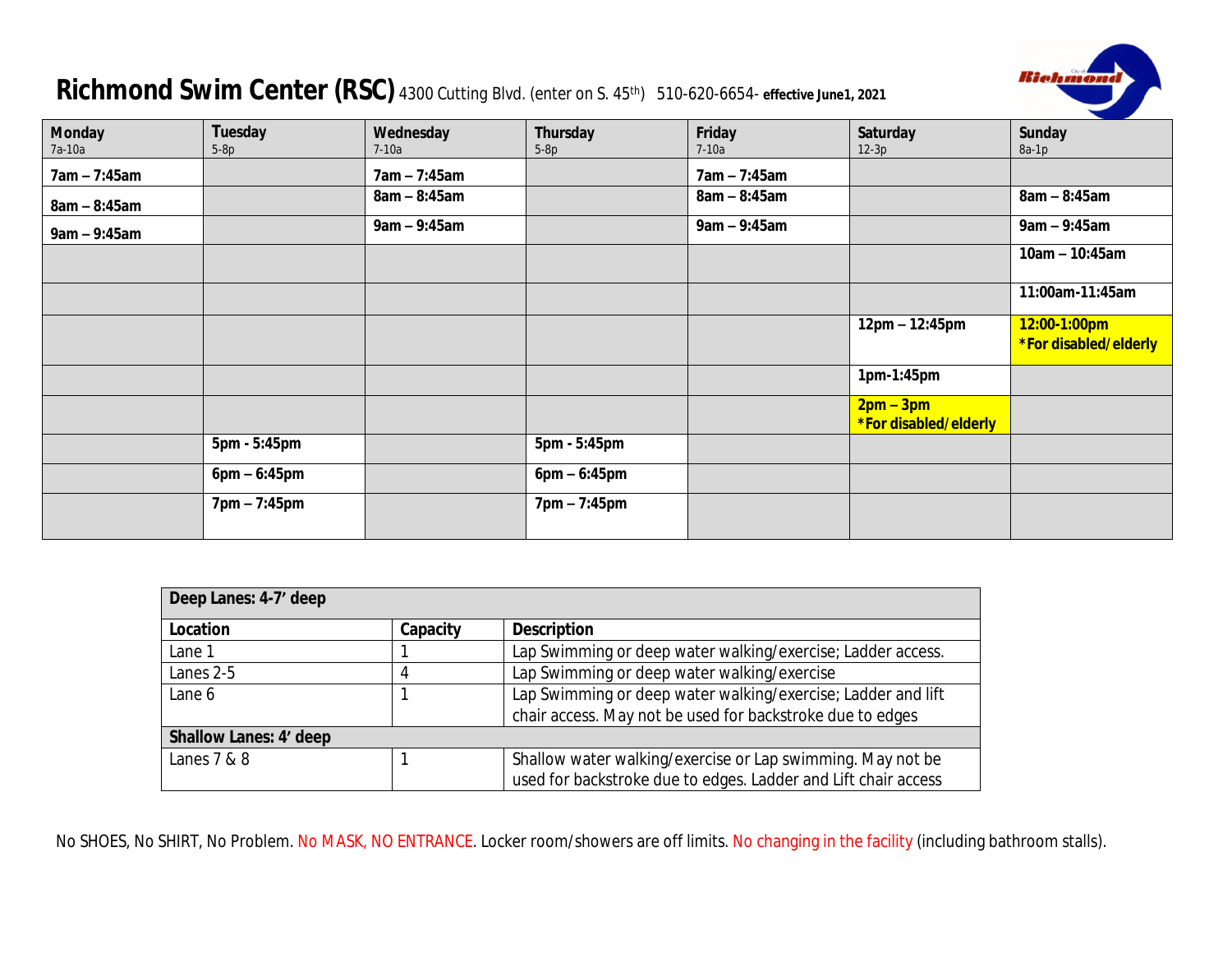# Richmond Swim Center (RSC)

4300 Cutting Blvd. (enter on S. 45th) 510-620-6654- **effective June1, 2021**

| Monday 7a-10a | Tuesday 5-8p | Wednesday 7-10a | Thursday 5-8p | Friday 7-10a | Saturday 12-3p | Sunday 8a-1p |
|---|---|---|---|---|---|---|
| **7am – 7:45am** | | **7am – 7:45am** | | **7am – 7:45am** | | |
| **8am – 8:45am** | | **8am – 8:45am** | | **8am – 8:45am** | | **8am – 8:45am** |
| **9am – 9:45am** | | **9am – 9:45am** | | **9am – 9:45am** | | **9am – 9:45am** |
| | | | | | | **10am – 10:45am** |
| | | | | | | **11:00am-11:45am** |
| | | | | | **12pm – 12:45pm** | **12:00-1:00pm *For disabled/elderly** |
| | | | | | **1pm-1:45pm** | |
| | | | | | **2pm – 3pm *For disabled/elderly** | |
| | **5pm - 5:45pm** | | **5pm - 5:45pm** | | | |
| | **6pm – 6:45pm** | | **6pm – 6:45pm** | | | |
| | **7pm – 7:45pm** | | **7pm – 7:45pm** | | | |

| **Deep Lanes: 4-7' deep** | | |
|---|---|---|
| **Location** | **Capacity** | **Description** |
| Lane 1 | 1 | Lap Swimming or deep water walking/exercise; Ladder access. |
| Lanes 2-5 | 4 | Lap Swimming or deep water walking/exercise |
| Lane 6 | 1 | Lap Swimming or deep water walking/exercise; Ladder and lift chair access. May not be used for backstroke due to edges |
| **Shallow Lanes: 4' deep** | | |
| Lanes 7 & 8 | 1 | Shallow water walking/exercise or Lap swimming. May not be used for backstroke due to edges. Ladder and Lift chair access |

No SHOES, No SHIRT, No Problem. No MASK, NO ENTRANCE. Locker room/showers are off limits. No changing in the facility (including bathroom stalls).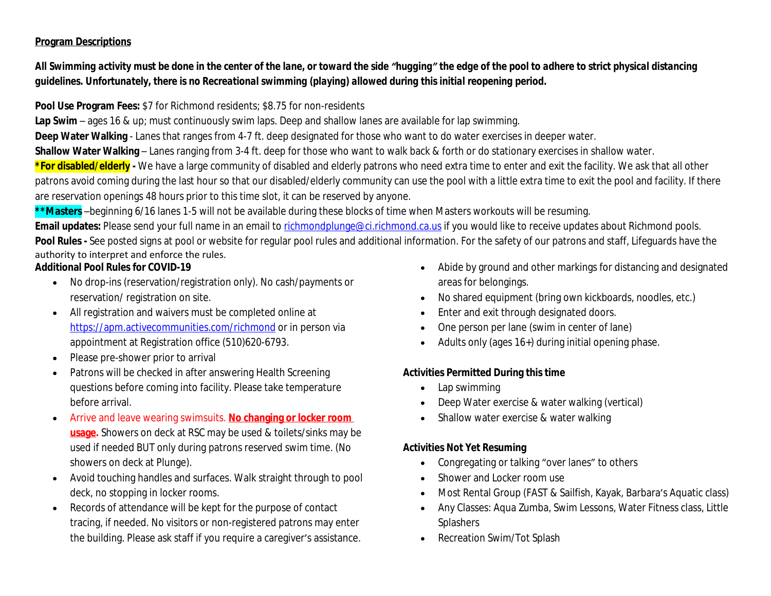**Program Descriptions**

***All Swimming activity must be done in the center of the lane, or toward the side "hugging" the edge of the pool to adhere to strict physical distancing guidelines. Unfortunately, there is no Recreational swimming (playing) allowed during this initial reopening period.***

**Pool Use Program Fees:** $7 for Richmond residents; $8.75 for non-residents

**Lap Swim** – ages 16 & up; must continuously swim laps. Deep and shallow lanes are available for lap swimming.

**Deep Water Walking** - Lanes that ranges from 4-7 ft. deep designated for those who want to do water exercises in deeper water.

**Shallow Water Walking** – Lanes ranging from 3-4 ft. deep for those who want to walk back & forth or do stationary exercises in shallow water.

**\*For disabled/elderly -** We have a large community of disabled and elderly patrons who need extra time to enter and exit the facility. We ask that all other patrons avoid coming during the last hour so that our disabled/elderly community can use the pool with a little extra time to exit the pool and facility. If there are reservation openings 48 hours prior to this time slot, it can be reserved by anyone.

**\*\*Masters** –beginning 6/16 lanes 1-5 will not be available during these blocks of time when Masters workouts will be resuming.

**Email updates:** Please send your full name in an email to richmondplunge@ci.richmond.ca.us if you would like to receive updates about Richmond pools.

**Pool Rules -** See posted signs at pool or website for regular pool rules and additional information. For the safety of our patrons and staff, Lifeguards have the authority to interpret and enforce the rules.

**Additional Pool Rules for COVID-19**

- No drop-ins (reservation/registration only). No cash/payments or reservation/ registration on site.
- All registration and waivers must be completed online at https://apm.activecommunities.com/richmond or in person via appointment at Registration office (510)620-6793.
- Please pre-shower prior to arrival
- Patrons will be checked in after answering Health Screening questions before coming into facility. Please take temperature before arrival.
- Arrive and leave wearing swimsuits. **No changing or locker room usage.** Showers on deck at RSC may be used & toilets/sinks may be used if needed BUT only during patrons reserved swim time. (No showers on deck at Plunge).
- Avoid touching handles and surfaces. Walk straight through to pool deck, no stopping in locker rooms.
- Records of attendance will be kept for the purpose of contact tracing, if needed. No visitors or non-registered patrons may enter the building. Please ask staff if you require a caregiver's assistance.
- Abide by ground and other markings for distancing and designated areas for belongings.
- No shared equipment (bring own kickboards, noodles, etc.)
- Enter and exit through designated doors.
- One person per lane (swim in center of lane)
- Adults only (ages 16+) during initial opening phase.

**Activities Permitted During this time**

- Lap swimming
- Deep Water exercise & water walking (vertical)
- Shallow water exercise & water walking

**Activities Not Yet Resuming**

- Congregating or talking "over lanes" to others
- Shower and Locker room use
- Most Rental Group (FAST & Sailfish, Kayak, Barbara's Aquatic class)
- Any Classes: Aqua Zumba, Swim Lessons, Water Fitness class, Little Splashers
- Recreation Swim/Tot Splash